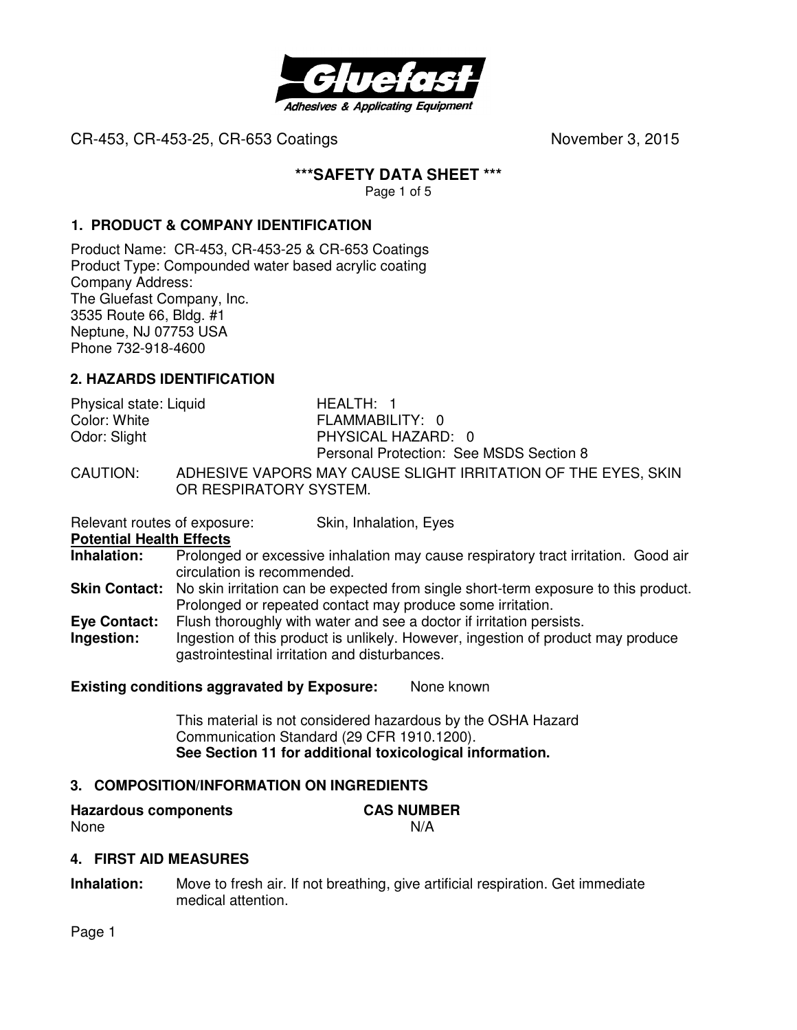**Gluefast**
*Adhesives & Applying Equipment*

CR-453, CR-453-25, CR-653 Coatings November 3, 2015

# ***SAFETY DATA SHEET ***

## 1. PRODUCT & COMPANY IDENTIFICATION

Product Name: CR-453, CR-453-25 & CR-653 Coatings
Product Type: Compounded water based acrylic coating
Company Address:
The Gluefast Company, Inc.
3535 Route 66, Bldg. #1
Neptune, NJ 07753 USA
Phone 732-918-4600

## 2. HAZARDS IDENTIFICATION

| | |
|---|---|
| Physical state: Liquid | HEALTH: 1 |
| Color: White | FLAMMABILITY: 0 |
| Odor: Slight | PHYSICAL HAZARD: 0 |
| | Personal Protection: See MSDS Section 8 |

CAUTION: ADHESIVE VAPORS MAY CAUSE SLIGHT IRRITATION OF THE EYES, SKIN OR RESPIRATORY SYSTEM.

Relevant routes of exposure: Skin, Inhalation, Eyes

**Potential Health Effects**

**Inhalation:** Prolonged or excessive inhalation may cause respiratory tract irritation. Good air circulation is recommended.

**Skin Contact:** No skin irritation can be expected from single short-term exposure to this product. Prolonged or repeated contact may produce some irritation.

**Eye Contact:** Flush thoroughly with water and see a doctor if irritation persists.

**Ingestion:** Ingestion of this product is unlikely. However, ingestion of product may produce gastrointestinal irritation and disturbances.

**Existing conditions aggravated by Exposure:** None known

This material is not considered hazardous by the OSHA Hazard Communication Standard (29 CFR 1910.1200).
**See Section 11 for additional toxicological information.**

## 3. COMPOSITION/INFORMATION ON INGREDIENTS

| Hazardous components | CAS NUMBER |
|---|---|
| None | N/A |

## 4. FIRST AID MEASURES

**Inhalation:** Move to fresh air. If not breathing, give artificial respiration. Get immediate medical attention.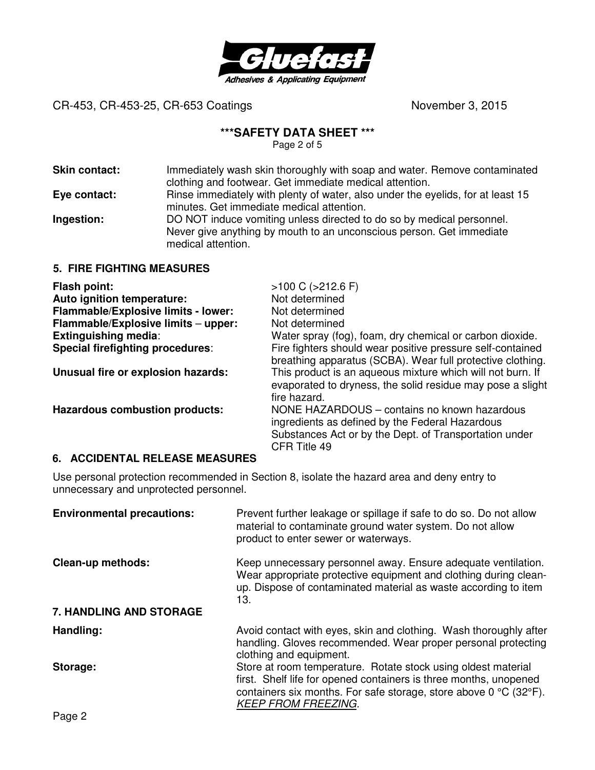**Skin contact:** Immediately wash skin thoroughly with soap and water. Remove contaminated clothing and footwear. Get immediate medical attention.

**Eye contact:** Rinse immediately with plenty of water, also under the eyelids, for at least 15 minutes. Get immediate medical attention.

**Ingestion:** DO NOT induce vomiting unless directed to do so by medical personnel. Never give anything by mouth to an unconscious person. Get immediate medical attention.

## 5. FIRE FIGHTING MEASURES

**Flash point:** >100 C (>212.6 F)

**Auto ignition temperature:** Not determined

**Flammable/Explosive limits - lower:** Not determined

**Flammable/Explosive limits – upper:** Not determined

**Extinguishing media**: Water spray (fog), foam, dry chemical or carbon dioxide.

**Special firefighting procedures**: Fire fighters should wear positive pressure self-contained breathing apparatus (SCBA). Wear full protective clothing.

**Unusual fire or explosion hazards:** This product is an aqueous mixture which will not burn. If evaporated to dryness, the solid residue may pose a slight fire hazard.

**Hazardous combustion products:** NONE HAZARDOUS – contains no known hazardous ingredients as defined by the Federal Hazardous Substances Act or by the Dept. of Transportation under CFR Title 49

## 6. ACCIDENTAL RELEASE MEASURES

Use personal protection recommended in Section 8, isolate the hazard area and deny entry to unnecessary and unprotected personnel.

**Environmental precautions:** Prevent further leakage or spillage if safe to do so. Do not allow material to contaminate ground water system. Do not allow product to enter sewer or waterways.

**Clean-up methods:** Keep unnecessary personnel away. Ensure adequate ventilation. Wear appropriate protective equipment and clothing during clean-up. Dispose of contaminated material as waste according to item 13.

## 7. HANDLING AND STORAGE

**Handling:** Avoid contact with eyes, skin and clothing. Wash thoroughly after handling. Gloves recommended. Wear proper personal protecting clothing and equipment.

**Storage:** Store at room temperature. Rotate stock using oldest material first. Shelf life for opened containers is three months, unopened containers six months. For safe storage, store above 0 °C (32°F). *KEEP FROM FREEZING.*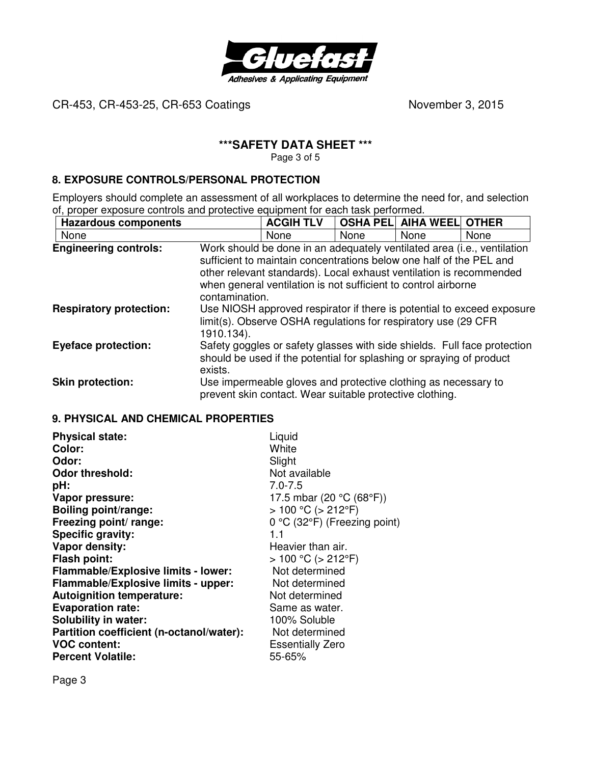## 8. EXPOSURE CONTROLS/PERSONAL PROTECTION

Employers should complete an assessment of all workplaces to determine the need for, and selection of, proper exposure controls and protective equipment for each task performed.

| Hazardous components | ACGIH TLV | OSHA PEL | AIHA WEEL | OTHER |
|---|---|---|---|---|
| None | None | None | None | None |

**Engineering controls:** Work should be done in an adequately ventilated area (i.e., ventilation sufficient to maintain concentrations below one half of the PEL and other relevant standards). Local exhaust ventilation is recommended when general ventilation is not sufficient to control airborne contamination.

**Respiratory protection:** Use NIOSH approved respirator if there is potential to exceed exposure limit(s). Observe OSHA regulations for respiratory use (29 CFR 1910.134).

**Eyeface protection:** Safety goggles or safety glasses with side shields. Full face protection should be used if the potential for splashing or spraying of product exists.

**Skin protection:** Use impermeable gloves and protective clothing as necessary to prevent skin contact. Wear suitable protective clothing.

## 9. PHYSICAL AND CHEMICAL PROPERTIES

**Physical state:** Liquid
**Color:** White
**Odor:** Slight
**Odor threshold:** Not available
**pH:** 7.0-7.5
**Vapor pressure:** 17.5 mbar (20 °C (68°F))
**Boiling point/range:** > 100 °C (> 212°F)
**Freezing point/ range:** 0 °C (32°F) (Freezing point)
**Specific gravity:** 1.1
**Vapor density:** Heavier than air.
**Flash point:** > 100 °C (> 212°F)
**Flammable/Explosive limits - lower:** Not determined
**Flammable/Explosive limits - upper:** Not determined
**Autoignition temperature:** Not determined
**Evaporation rate:** Same as water.
**Solubility in water:** 100% Soluble
**Partition coefficient (n-octanol/water):** Not determined
**VOC content:** Essentially Zero
**Percent Volatile:** 55-65%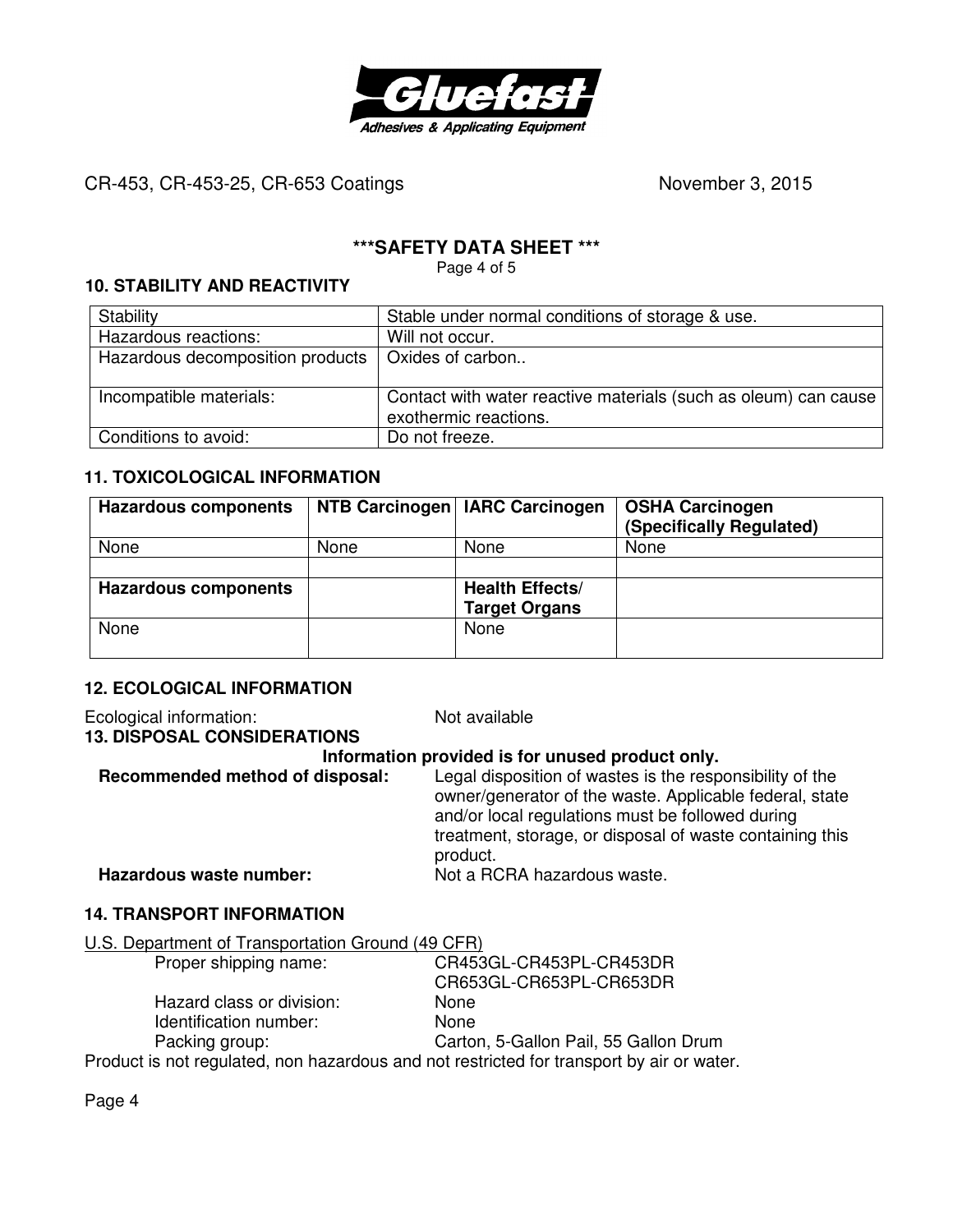CR-453, CR-453-25, CR-653 Coatings November 3, 2015

**\*\*\*SAFETY DATA SHEET \*\*\***

### 10. STABILITY AND REACTIVITY

| Stability | Stable under normal conditions of storage & use. |
|---|---|
| Hazardous reactions: | Will not occur. |
| Hazardous decomposition products | Oxides of carbon.. |
| Incompatible materials: | Contact with water reactive materials (such as oleum) can cause exothermic reactions. |
| Conditions to avoid: | Do not freeze. |

### 11. TOXICOLOGICAL INFORMATION

| **Hazardous components** | **NTB Carcinogen** | **IARC Carcinogen** | **OSHA Carcinogen (Specifically Regulated)** |
|---|---|---|---|
| None | None | None | None |
| | | | |
| **Hazardous components** | | **Health Effects/ Target Organs** | |
| None | | None | |

### 12. ECOLOGICAL INFORMATION

Ecological information: Not available

### 13. DISPOSAL CONSIDERATIONS

**Information provided is for unused product only.**

**Recommended method of disposal:** Legal disposition of wastes is the responsibility of the owner/generator of the waste. Applicable federal, state and/or local regulations must be followed during treatment, storage, or disposal of waste containing this product.

**Hazardous waste number:** Not a RCRA hazardous waste.

### 14. TRANSPORT INFORMATION

U.S. Department of Transportation Ground (49 CFR)

Proper shipping name: CR453GL-CR453PL-CR453DR CR653GL-CR653PL-CR653DR

Hazard class or division: None

Identification number: None

Packing group: Carton, 5-Gallon Pail, 55 Gallon Drum

Product is not regulated, non hazardous and not restricted for transport by air or water.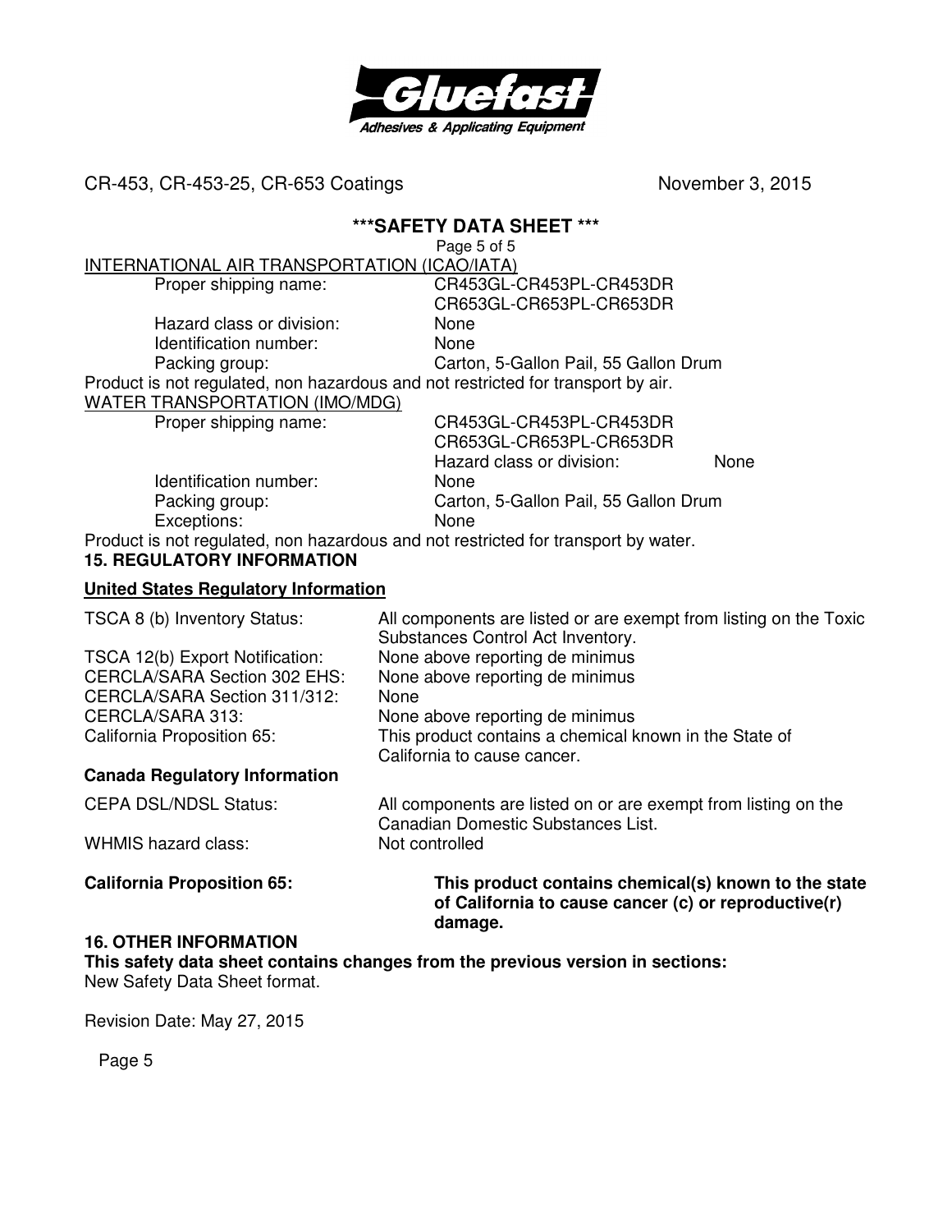INTERNATIONAL AIR TRANSPORTATION (ICAO/IATA)

| | |
|---|---|
| Proper shipping name: | CR453GL-CR453PL-CR453DR<br>CR653GL-CR653PL-CR653DR |
| Hazard class or division: | None |
| Identification number: | None |
| Packing group: | Carton, 5-Gallon Pail, 55 Gallon Drum |

Product is not regulated, non hazardous and not restricted for transport by air.

WATER TRANSPORTATION (IMO/MDG)

| | |
|---|---|
| Proper shipping name: | CR453GL-CR453PL-CR453DR<br>CR653GL-CR653PL-CR653DR |
| Hazard class or division: | None |
| Identification number: | None |
| Packing group: | Carton, 5-Gallon Pail, 55 Gallon Drum |
| Exceptions: | None |

Product is not regulated, non hazardous and not restricted for transport by water.

**15. REGULATORY INFORMATION**

**United States Regulatory Information**

| | |
|---|---|
| TSCA 8 (b) Inventory Status: | All components are listed or are exempt from listing on the Toxic Substances Control Act Inventory. |
| TSCA 12(b) Export Notification: | None above reporting de minimus |
| CERCLA/SARA Section 302 EHS: | None above reporting de minimus |
| CERCLA/SARA Section 311/312: | None |
| CERCLA/SARA 313: | None above reporting de minimus |
| California Proposition 65: | This product contains a chemical known in the State of California to cause cancer. |

**Canada Regulatory Information**

| | |
|---|---|
| CEPA DSL/NDSL Status: | All components are listed on or are exempt from listing on the Canadian Domestic Substances List. |
| WHMIS hazard class: | Not controlled |

**California Proposition 65:** **This product contains chemical(s) known to the state of California to cause cancer (c) or reproductive(r) damage.**

**16. OTHER INFORMATION**

**This safety data sheet contains changes from the previous version in sections:**

New Safety Data Sheet format.

Revision Date: May 27, 2015